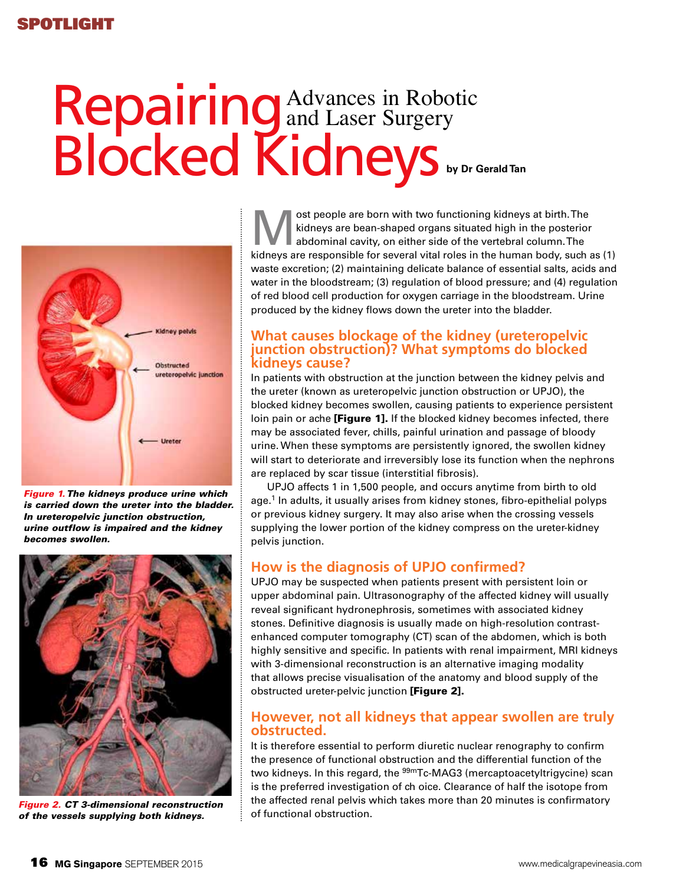SPOTLIGHT

# Repairing Blocked Kidneys

## Advances in Robotic and Laser Surgery

by Dr Gerald Tan

Most people are born with two functioning kidneys at birth. The kidneys are bean-shaped organs situated high in the posterior abdominal cavity, on either side of the vertebral column. The kidneys are responsible for several vital roles in the human body, such as (1) waste excretion; (2) maintaining delicate balance of essential salts, acids and water in the bloodstream; (3) regulation of blood pressure; and (4) regulation of red blood cell production for oxygen carriage in the bloodstream. Urine produced by the kidney flows down the ureter into the bladder.

### What causes blockage of the kidney (ureteropelvic junction obstruction)? What symptoms do blocked kidneys cause?

In patients with obstruction at the junction between the kidney pelvis and the ureter (known as ureteropelvic junction obstruction or UPJO), the blocked kidney becomes swollen, causing patients to experience persistent loin pain or ache **[Figure 1].** If the blocked kidney becomes infected, there may be associated fever, chills, painful urination and passage of bloody urine. When these symptoms are persistently ignored, the swollen kidney will start to deteriorate and irreversibly lose its function when the nephrons are replaced by scar tissue (interstitial fibrosis).

UPJO affects 1 in 1,500 people, and occurs anytime from birth to old age.[1] In adults, it usually arises from kidney stones, fibro-epithelial polyps or previous kidney surgery. It may also arise when the crossing vessels supplying the lower portion of the kidney compress on the ureter-kidney pelvis junction.

*Figure 1. The kidneys produce urine which is carried down the ureter into the bladder. In ureteropelvic junction obstruction, urine outflow is impaired and the kidney becomes swollen.*

### How is the diagnosis of UPJO confirmed?

UPJO may be suspected when patients present with persistent loin or upper abdominal pain. Ultrasonography of the affected kidney will usually reveal significant hydronephrosis, sometimes with associated kidney stones. Definitive diagnosis is usually made on high-resolution contrast-enhanced computer tomography (CT) scan of the abdomen, which is both highly sensitive and specific. In patients with renal impairment, MRI kidneys with 3-dimensional reconstruction is an alternative imaging modality that allows precise visualisation of the anatomy and blood supply of the obstructed ureter-pelvic junction **[Figure 2].**

*Figure 2. CT 3-dimensional reconstruction of the vessels supplying both kidneys.*

### However, not all kidneys that appear swollen are truly obstructed.

It is therefore essential to perform diuretic nuclear renography to confirm the presence of functional obstruction and the differential function of the two kidneys. In this regard, the $^{99m}$Tc-MAG3 (mercaptoacetyltrigycine) scan is the preferred investigation of ch oice. Clearance of half the isotope from the affected renal pelvis which takes more than 20 minutes is confirmatory of functional obstruction.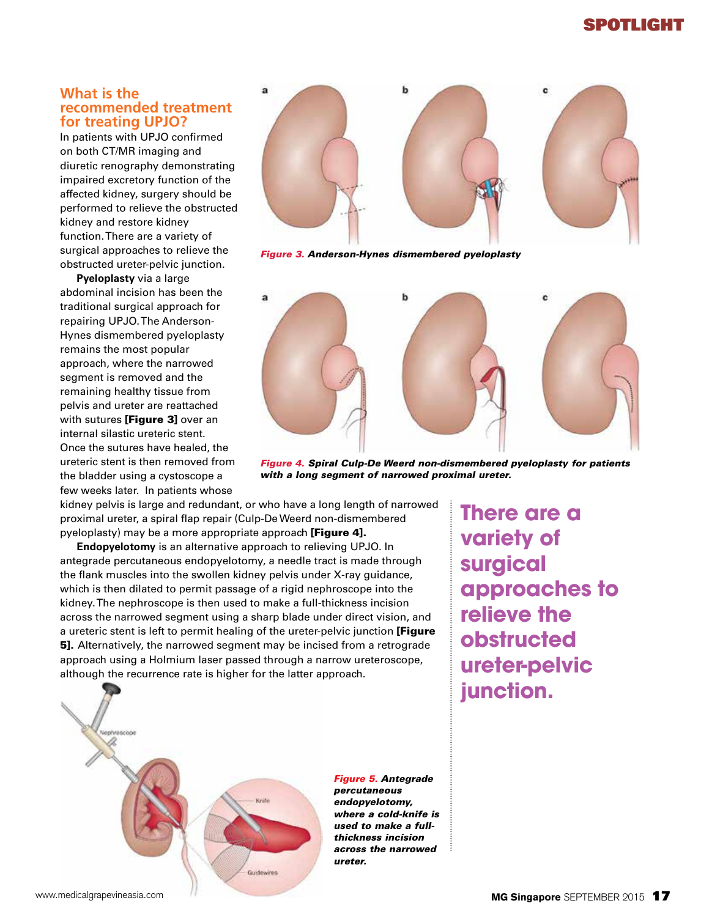## What is the recommended treatment for treating UPJO?

In patients with UPJO confirmed on both CT/MR imaging and diuretic renography demonstrating impaired excretory function of the affected kidney, surgery should be performed to relieve the obstructed kidney and restore kidney function. There are a variety of surgical approaches to relieve the obstructed ureter-pelvic junction.

**Pyeloplasty** via a large abdominal incision has been the traditional surgical approach for repairing UPJO. The Anderson-Hynes dismembered pyeloplasty remains the most popular approach, where the narrowed segment is removed and the remaining healthy tissue from pelvis and ureter are reattached with sutures **[Figure 3]** over an internal silastic ureteric stent. Once the sutures have healed, the ureteric stent is then removed from the bladder using a cystoscope a few weeks later. In patients whose kidney pelvis is large and redundant, or who have a long length of narrowed proximal ureter, a spiral flap repair (Culp-De Weerd non-dismembered pyeloplasty) may be a more appropriate approach **[Figure 4]**.

*Figure 3.* ***Anderson-Hynes dismembered pyeloplasty***

*Figure 4.* ***Spiral Culp-De Weerd non-dismembered pyeloplasty for patients with a long segment of narrowed proximal ureter.***

**Endopyelotomy** is an alternative approach to relieving UPJO. In antegrade percutaneous endopyelotomy, a needle tract is made through the flank muscles into the swollen kidney pelvis under X-ray guidance, which is then dilated to permit passage of a rigid nephroscope into the kidney. The nephroscope is then used to make a full-thickness incision across the narrowed segment using a sharp blade under direct vision, and a ureteric stent is left to permit healing of the ureter-pelvic junction **[Figure 5].** Alternatively, the narrowed segment may be incised from a retrograde approach using a Holmium laser passed through a narrow ureteroscope, although the recurrence rate is higher for the latter approach.

**There are a variety of surgical approaches to relieve the obstructed ureter-pelvic junction.**

*Figure 5.* ***Antegrade percutaneous endopyelotomy, where a cold-knife is used to make a full-thickness incision across the narrowed ureter.***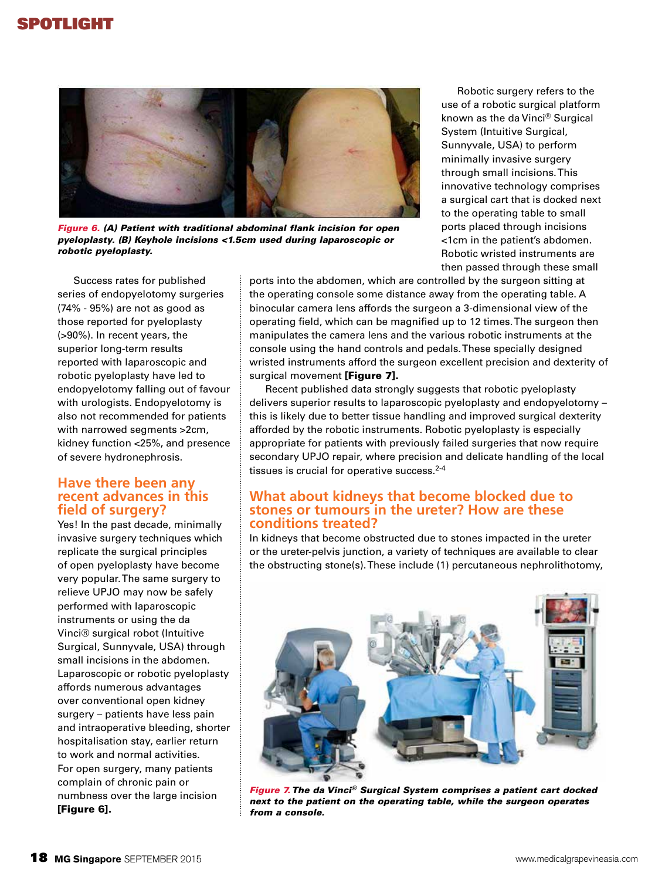*Figure 6.* ***(A) Patient with traditional abdominal flank incision for open pyeloplasty. (B) Keyhole incisions <1.5cm used during laparoscopic or robotic pyeloplasty.***

Success rates for published series of endopyelotomy surgeries (74% - 95%) are not as good as those reported for pyeloplasty (>90%). In recent years, the superior long-term results reported with laparoscopic and robotic pyeloplasty have led to endopyelotomy falling out of favour with urologists. Endopyelotomy is also not recommended for patients with narrowed segments >2cm, kidney function <25%, and presence of severe hydronephrosis.

## Have there been any recent advances in this field of surgery?

Yes! In the past decade, minimally invasive surgery techniques which replicate the surgical principles of open pyeloplasty have become very popular. The same surgery to relieve UPJO may now be safely performed with laparoscopic instruments or using the da Vinci® surgical robot (Intuitive Surgical, Sunnyvale, USA) through small incisions in the abdomen. Laparoscopic or robotic pyeloplasty affords numerous advantages over conventional open kidney surgery – patients have less pain and intraoperative bleeding, shorter hospitalisation stay, earlier return to work and normal activities. For open surgery, many patients complain of chronic pain or numbness over the large incision **[Figure 6]**.

Robotic surgery refers to the use of a robotic surgical platform known as the da Vinci® Surgical System (Intuitive Surgical, Sunnyvale, USA) to perform minimally invasive surgery through small incisions. This innovative technology comprises a surgical cart that is docked next to the operating table to small ports placed through incisions <1cm in the patient's abdomen. Robotic wristed instruments are then passed through these small ports into the abdomen, which are controlled by the surgeon sitting at the operating console some distance away from the operating table. A binocular camera lens affords the surgeon a 3-dimensional view of the operating field, which can be magnified up to 12 times. The surgeon then manipulates the camera lens and the various robotic instruments at the console using the hand controls and pedals. These specially designed wristed instruments afford the surgeon excellent precision and dexterity of surgical movement **[Figure 7]**.

Recent published data strongly suggests that robotic pyeloplasty delivers superior results to laparoscopic pyeloplasty and endopyelotomy – this is likely due to better tissue handling and improved surgical dexterity afforded by the robotic instruments. Robotic pyeloplasty is especially appropriate for patients with previously failed surgeries that now require secondary UPJO repair, where precision and delicate handling of the local tissues is crucial for operative success.[2-4]

## What about kidneys that become blocked due to stones or tumours in the ureter? How are these conditions treated?

In kidneys that become obstructed due to stones impacted in the ureter or the ureter-pelvis junction, a variety of techniques are available to clear the obstructing stone(s). These include (1) percutaneous nephrolithotomy,

*Figure 7.* ***The da Vinci® Surgical System comprises a patient cart docked next to the patient on the operating table, while the surgeon operates from a console.***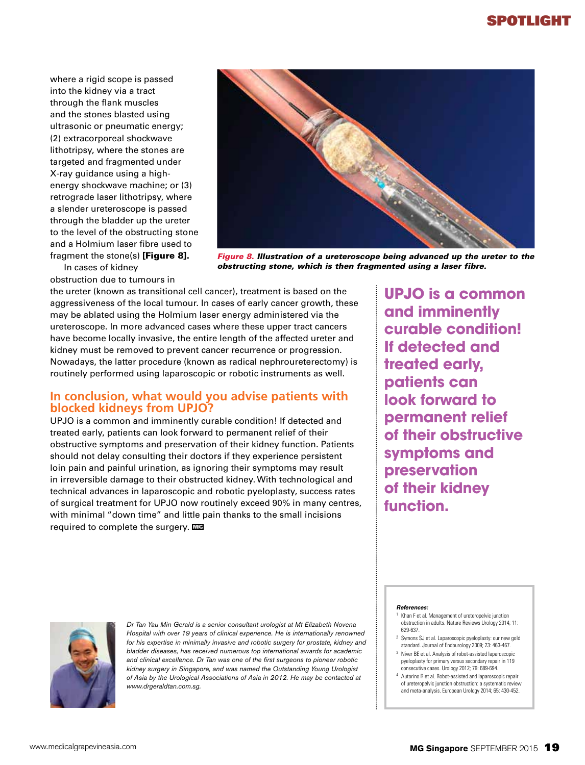where a rigid scope is passed into the kidney via a tract through the flank muscles and the stones blasted using ultrasonic or pneumatic energy; (2) extracorporeal shockwave lithotripsy, where the stones are targeted and fragmented under X-ray guidance using a high-energy shockwave machine; or (3) retrograde laser lithotripsy, where a slender ureteroscope is passed through the bladder up the ureter to the level of the obstructing stone and a Holmium laser fibre used to fragment the stone(s) **[Figure 8].**

*Figure 8. **Illustration of a ureteroscope being advanced up the ureter to the obstructing stone, which is then fragmented using a laser fibre.***

In cases of kidney obstruction due to tumours in the ureter (known as transitional cell cancer), treatment is based on the aggressiveness of the local tumour. In cases of early cancer growth, these may be ablated using the Holmium laser energy administered via the ureteroscope. In more advanced cases where these upper tract cancers have become locally invasive, the entire length of the affected ureter and kidney must be removed to prevent cancer recurrence or progression. Nowadays, the latter procedure (known as radical nephroureterectomy) is routinely performed using laparoscopic or robotic instruments as well.

## In conclusion, what would you advise patients with blocked kidneys from UPJO?

UPJO is a common and imminently curable condition! If detected and treated early, patients can look forward to permanent relief of their obstructive symptoms and preservation of their kidney function. Patients should not delay consulting their doctors if they experience persistent loin pain and painful urination, as ignoring their symptoms may result in irreversible damage to their obstructed kidney. With technological and technical advances in laparoscopic and robotic pyeloplasty, success rates of surgical treatment for UPJO now routinely exceed 90% in many centres, with minimal "down time" and little pain thanks to the small incisions required to complete the surgery.

**UPJO is a common and imminently curable condition! If detected and treated early, patients can look forward to permanent relief of their obstructive symptoms and preservation of their kidney function.**

*Dr Tan Yau Min Gerald is a senior consultant urologist at Mt Elizabeth Novena Hospital with over 19 years of clinical experience. He is internationally renowned for his expertise in minimally invasive and robotic surgery for prostate, kidney and bladder diseases, has received numerous top international awards for academic and clinical excellence. Dr Tan was one of the first surgeons to pioneer robotic kidney surgery in Singapore, and was named the Outstanding Young Urologist of Asia by the Urological Associations of Asia in 2012. He may be contacted at www.drgeraldtan.com.sg.*

***References:***

1. Khan F et al. Management of ureteropelvic junction obstruction in adults. Nature Reviews Urology 2014; 11: 629-637.
2. Symons SJ et al. Laparoscopic pyeloplasty: our new gold standard. Journal of Endourology 2009; 23: 463-467.
3. Niver BE et al. Analysis of robot-assisted laparoscopic pyeloplasty for primary versus secondary repair in 119 consecutive cases. Urology 2012; 79: 689-694.
4. Autorino R et al. Robot-assisted and laparoscopic repair of ureteropelvic junction obstruction: a systematic review and meta-analysis. European Urology 2014; 65: 430-452.